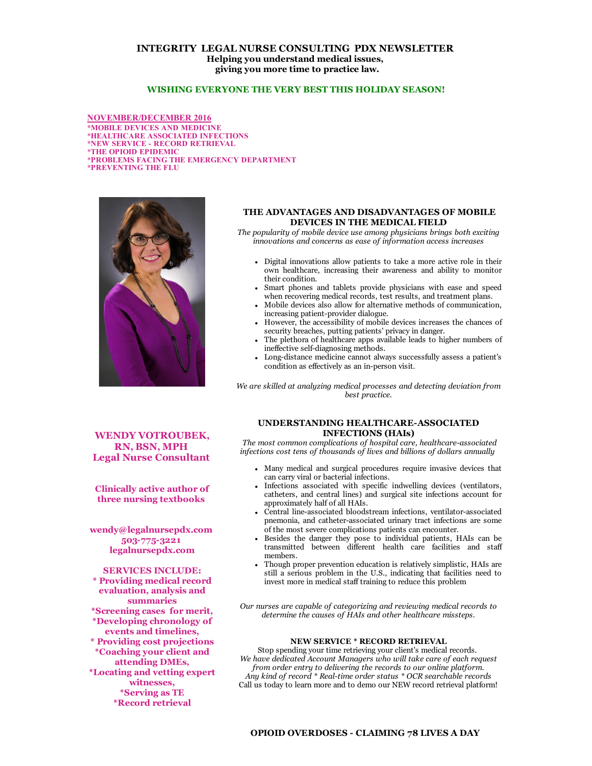# INTEGRITY LEGAL NURSE CONSULTING PDX NEWSLETTER

**Helping you understand medical issues,
giving you more time to practice law.**

**WISHING EVERYONE THE VERY BEST THIS HOLIDAY SEASON!**

**NOVEMBER/DECEMBER 2016**
**\*MOBILE DEVICES AND MEDICINE**
**\*HEALTHCARE ASSOCIATED INFECTIONS**
**\*NEW SERVICE - RECORD RETRIEVAL**
**\*THE OPIOID EPIDEMIC**
**\*PROBLEMS FACING THE EMERGENCY DEPARTMENT**
**\*PREVENTING THE FLU**

## THE ADVANTAGES AND DISADVANTAGES OF MOBILE DEVICES IN THE MEDICAL FIELD

*The popularity of mobile device use among physicians brings both exciting innovations and concerns as ease of information access increases*

- Digital innovations allow patients to take a more active role in their own healthcare, increasing their awareness and ability to monitor their condition.
- Smart phones and tablets provide physicians with ease and speed when recovering medical records, test results, and treatment plans.
- Mobile devices also allow for alternative methods of communication, increasing patient-provider dialogue.
- However, the accessibility of mobile devices increases the chances of security breaches, putting patients' privacy in danger.
- The plethora of healthcare apps available leads to higher numbers of ineffective self-diagnosing methods.
- Long-distance medicine cannot always successfully assess a patient's condition as effectively as an in-person visit.

*We are skilled at analyzing medical processes and detecting deviation from best practice.*

## UNDERSTANDING HEALTHCARE-ASSOCIATED INFECTIONS (HAIs)

*The most common complications of hospital care, healthcare-associated infections cost tens of thousands of lives and billions of dollars annually*

- Many medical and surgical procedures require invasive devices that can carry viral or bacterial infections.
- Infections associated with specific indwelling devices (ventilators, catheters, and central lines) and surgical site infections account for approximately half of all HAIs.
- Central line-associated bloodstream infections, ventilator-associated pnemonia, and catheter-associated urinary tract infections are some of the most severe complications patients can encounter.
- Besides the danger they pose to individual patients, HAIs can be transmitted between different health care facilities and staff members.
- Though proper prevention education is relatively simplistic, HAIs are still a serious problem in the U.S., indicating that facilities need to invest more in medical staff training to reduce this problem

*Our nurses are capable of categorizing and reviewing medical records to determine the causes of HAIs and other healthcare missteps.*

## NEW SERVICE * RECORD RETRIEVAL

Stop spending your time retrieving your client's medical records.
*We have dedicated Account Managers who will take care of each request from order entry to delivering the records to our online platform.*
*Any kind of record * Real-time order status * OCR searchable records*
Call us today to learn more and to demo our NEW record retrieval platform!

**WENDY VOTROUBEK, RN, BSN, MPH**
**Legal Nurse Consultant**

**Clinically active author of three nursing textbooks**

**wendy@legalnursepdx.com**
**503-775-3221**
**legalnursepdx.com**

**SERVICES INCLUDE:**
**\* Providing medical record evaluation, analysis and summaries**
**\*Screening cases for merit,**
**\*Developing chronology of events and timelines,**
**\* Providing cost projections**
**\*Coaching your client and attending DMEs,**
**\*Locating and vetting expert witnesses,**
**\*Serving as TE**
**\*Record retrieval**

## OPIOID OVERDOSES - CLAIMING 78 LIVES A DAY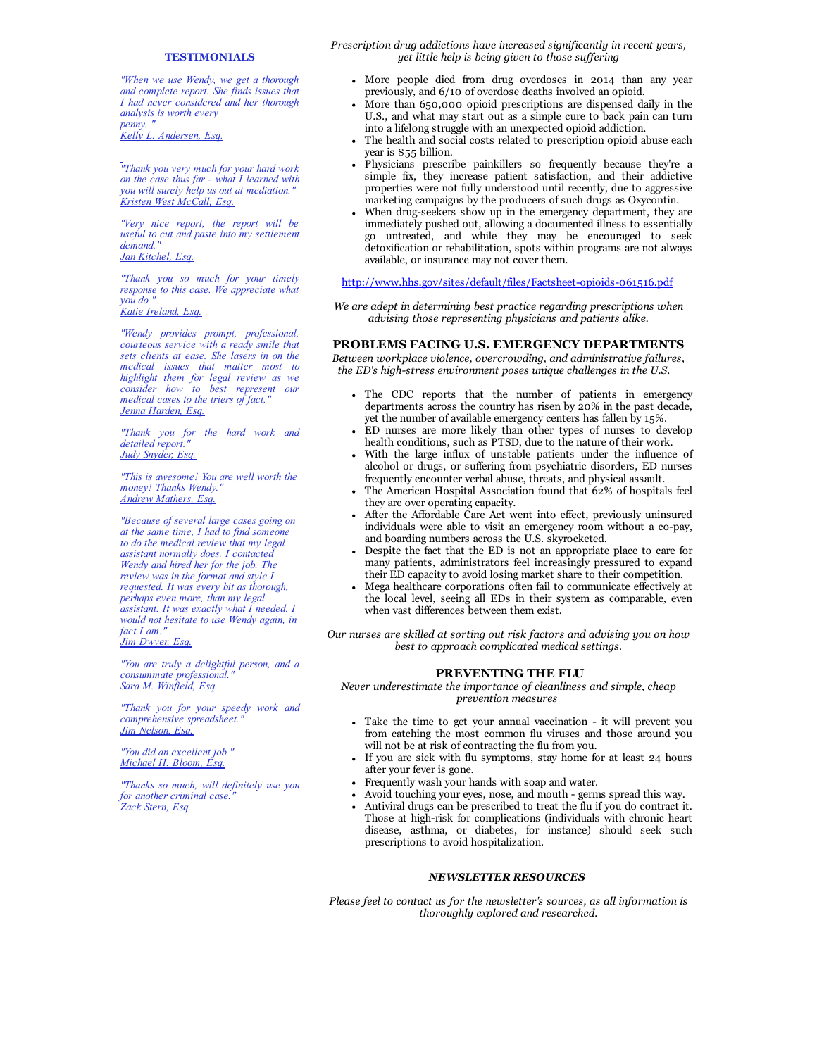## TESTIMONIALS

*"When we use Wendy, we get a thorough and complete report. She finds issues that I had never considered and her thorough analysis is worth every penny. "*
Kelly L. Andersen, Esq.

*"Thank you very much for your hard work on the case thus far - what I learned with you will surely help us out at mediation."*
Kristen West McCall, Esq.

*"Very nice report, the report will be useful to cut and paste into my settlement demand."*
Jan Kitchel, Esq.

*"Thank you so much for your timely response to this case. We appreciate what you do."*
Katie Ireland, Esq.

*"Wendy provides prompt, professional, courteous service with a ready smile that sets clients at ease. She lasers in on the medical issues that matter most to highlight them for legal review as we consider how to best represent our medical cases to the triers of fact."*
Jenna Harden, Esq.

*"Thank you for the hard work and detailed report."*
Judy Snyder, Esq.

*"This is awesome! You are well worth the money! Thanks Wendy."*
Andrew Mathers, Esq.

*"Because of several large cases going on at the same time, I had to find someone to do the medical review that my legal assistant normally does. I contacted Wendy and hired her for the job. The review was in the format and style I requested. It was every bit as thorough, perhaps even more, than my legal assistant. It was exactly what I needed. I would not hesitate to use Wendy again, in fact I am."*
Jim Dwyer, Esq.

*"You are truly a delightful person, and a consummate professional."*
Sara M. Winfield, Esq.

*"Thank you for your speedy work and comprehensive spreadsheet."*
Jim Nelson, Esq.

*"You did an excellent job."*
Michael H. Bloom, Esq.

*"Thanks so much, will definitely use you for another criminal case."*
Zack Stern, Esq.

*Prescription drug addictions have increased significantly in recent years, yet little help is being given to those suffering*

- More people died from drug overdoses in 2014 than any year previously, and 6/10 of overdose deaths involved an opioid.
- More than 650,000 opioid prescriptions are dispensed daily in the U.S., and what may start out as a simple cure to back pain can turn into a lifelong struggle with an unexpected opioid addiction.
- The health and social costs related to prescription opioid abuse each year is $55 billion.
- Physicians prescribe painkillers so frequently because they're a simple fix, they increase patient satisfaction, and their addictive properties were not fully understood until recently, due to aggressive marketing campaigns by the producers of such drugs as Oxycontin.
- When drug-seekers show up in the emergency department, they are immediately pushed out, allowing a documented illness to essentially go untreated, and while they may be encouraged to seek detoxification or rehabilitation, spots within programs are not always available, or insurance may not cover them.

http://www.hhs.gov/sites/default/files/Factsheet-opioids-061516.pdf

*We are adept in determining best practice regarding prescriptions when advising those representing physicians and patients alike.*

## PROBLEMS FACING U.S. EMERGENCY DEPARTMENTS

*Between workplace violence, overcrowding, and administrative failures, the ED's high-stress environment poses unique challenges in the U.S.*

- The CDC reports that the number of patients in emergency departments across the country has risen by 20% in the past decade, yet the number of available emergency centers has fallen by 15%.
- ED nurses are more likely than other types of nurses to develop health conditions, such as PTSD, due to the nature of their work.
- With the large influx of unstable patients under the influence of alcohol or drugs, or suffering from psychiatric disorders, ED nurses frequently encounter verbal abuse, threats, and physical assault.
- The American Hospital Association found that 62% of hospitals feel they are over operating capacity.
- After the Affordable Care Act went into effect, previously uninsured individuals were able to visit an emergency room without a co-pay, and boarding numbers across the U.S. skyrocketed.
- Despite the fact that the ED is not an appropriate place to care for many patients, administrators feel increasingly pressured to expand their ED capacity to avoid losing market share to their competition.
- Mega healthcare corporations often fail to communicate effectively at the local level, seeing all EDs in their system as comparable, even when vast differences between them exist.

*Our nurses are skilled at sorting out risk factors and advising you on how best to approach complicated medical settings.*

## PREVENTING THE FLU

*Never underestimate the importance of cleanliness and simple, cheap prevention measures*

- Take the time to get your annual vaccination - it will prevent you from catching the most common flu viruses and those around you will not be at risk of contracting the flu from you.
- If you are sick with flu symptoms, stay home for at least 24 hours after your fever is gone.
- Frequently wash your hands with soap and water.
- Avoid touching your eyes, nose, and mouth - germs spread this way.
- Antiviral drugs can be prescribed to treat the flu if you do contract it. Those at high-risk for complications (individuals with chronic heart disease, asthma, or diabetes, for instance) should seek such prescriptions to avoid hospitalization.

### *NEWSLETTER RESOURCES*

*Please feel to contact us for the newsletter's sources, as all information is thoroughly explored and researched.*